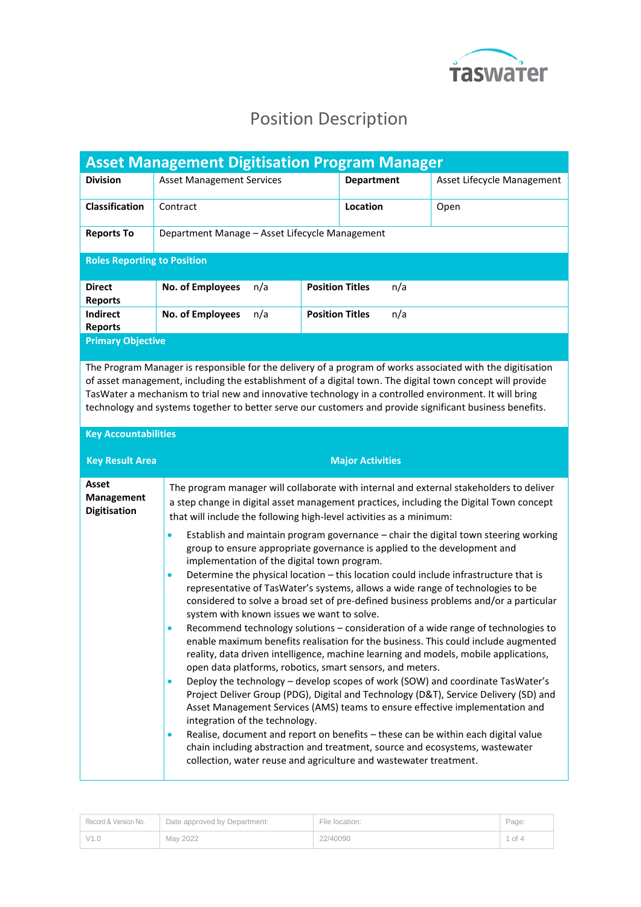# Position Description

## Asset Management Digitisation Program Manager

| **Division** | Asset Management Services | **Department** | Asset Lifecycle Management |
|---|---|---|---|
| **Classification** | Contract | **Location** | Open |
| **Reports To** | Department Manage – Asset Lifecycle Management | | |

### Roles Reporting to Position

| | | | | |
|---|---|---|---|---|
| **Direct Reports** | **No. of Employees** | n/a | **Position Titles** | n/a |
| **Indirect Reports** | **No. of Employees** | n/a | **Position Titles** | n/a |

### Primary Objective

The Program Manager is responsible for the delivery of a program of works associated with the digitisation of asset management, including the establishment of a digital town. The digital town concept will provide TasWater a mechanism to trial new and innovative technology in a controlled environment. It will bring technology and systems together to better serve our customers and provide significant business benefits.

### Key Accountabilities

| Key Result Area | Major Activities |
|---|---|
| **Asset Management Digitisation** | The program manager will collaborate with internal and external stakeholders to deliver a step change in digital asset management practices, including the Digital Town concept that will include the following high-level activities as a minimum:<br>• Establish and maintain program governance – chair the digital town steering working group to ensure appropriate governance is applied to the development and implementation of the digital town program.<br>• Determine the physical location – this location could include infrastructure that is representative of TasWater's systems, allows a wide range of technologies to be considered to solve a broad set of pre-defined business problems and/or a particular system with known issues we want to solve.<br>• Recommend technology solutions – consideration of a wide range of technologies to enable maximum benefits realisation for the business. This could include augmented reality, data driven intelligence, machine learning and models, mobile applications, open data platforms, robotics, smart sensors, and meters.<br>• Deploy the technology – develop scopes of work (SOW) and coordinate TasWater's Project Deliver Group (PDG), Digital and Technology (D&T), Service Delivery (SD) and Asset Management Services (AMS) teams to ensure effective implementation and integration of the technology.<br>• Realise, document and report on benefits – these can be within each digital value chain including abstraction and treatment, source and ecosystems, wastewater collection, water reuse and agriculture and wastewater treatment. |

| Record & Version No. | Date approved by Department: | File location: |
|---|---|---|
| V1.0 | May 2022 | 22/40090 |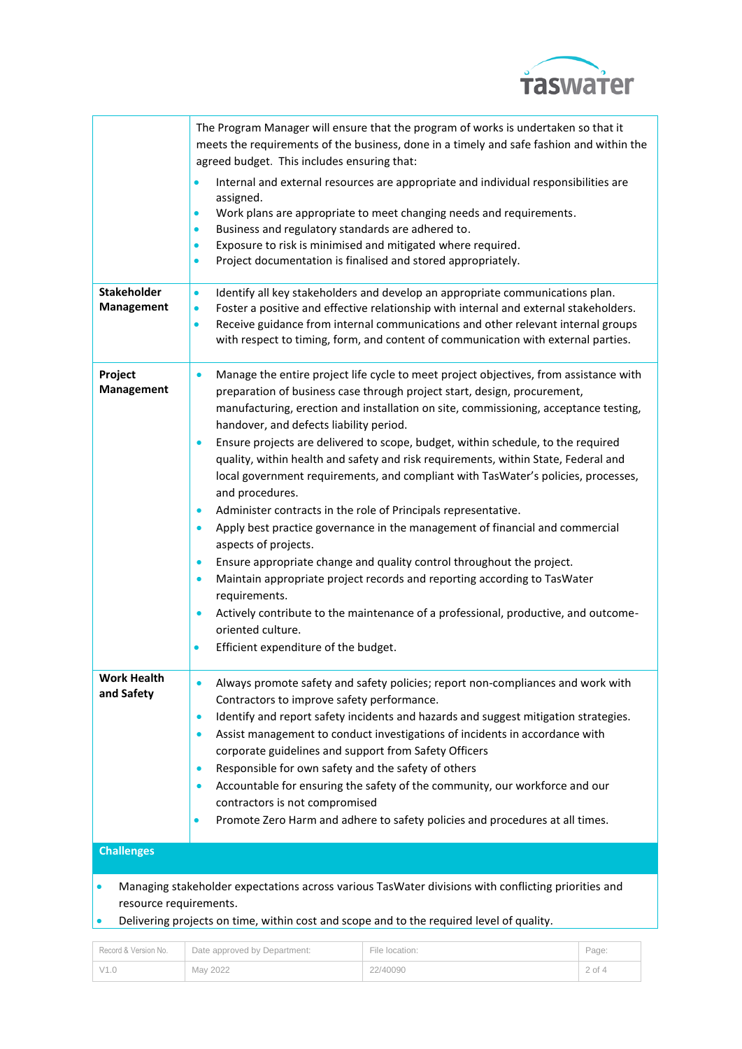| | |
|---|---|
| | The Program Manager will ensure that the program of works is undertaken so that it meets the requirements of the business, done in a timely and safe fashion and within the agreed budget. This includes ensuring that:<br>• Internal and external resources are appropriate and individual responsibilities are assigned.<br>• Work plans are appropriate to meet changing needs and requirements.<br>• Business and regulatory standards are adhered to.<br>• Exposure to risk is minimised and mitigated where required.<br>• Project documentation is finalised and stored appropriately. |
| **Stakeholder Management** | • Identify all key stakeholders and develop an appropriate communications plan.<br>• Foster a positive and effective relationship with internal and external stakeholders.<br>• Receive guidance from internal communications and other relevant internal groups with respect to timing, form, and content of communication with external parties. |
| **Project Management** | • Manage the entire project life cycle to meet project objectives, from assistance with preparation of business case through project start, design, procurement, manufacturing, erection and installation on site, commissioning, acceptance testing, handover, and defects liability period.<br>• Ensure projects are delivered to scope, budget, within schedule, to the required quality, within health and safety and risk requirements, within State, Federal and local government requirements, and compliant with TasWater's policies, processes, and procedures.<br>• Administer contracts in the role of Principals representative.<br>• Apply best practice governance in the management of financial and commercial aspects of projects.<br>• Ensure appropriate change and quality control throughout the project.<br>• Maintain appropriate project records and reporting according to TasWater requirements.<br>• Actively contribute to the maintenance of a professional, productive, and outcome-oriented culture.<br>• Efficient expenditure of the budget. |
| **Work Health and Safety** | • Always promote safety and safety policies; report non-compliances and work with Contractors to improve safety performance.<br>• Identify and report safety incidents and hazards and suggest mitigation strategies.<br>• Assist management to conduct investigations of incidents in accordance with corporate guidelines and support from Safety Officers<br>• Responsible for own safety and the safety of others<br>• Accountable for ensuring the safety of the community, our workforce and our contractors is not compromised<br>• Promote Zero Harm and adhere to safety policies and procedures at all times. |

## Challenges

- Managing stakeholder expectations across various TasWater divisions with conflicting priorities and resource requirements.
- Delivering projects on time, within cost and scope and to the required level of quality.

| Record & Version No. | Date approved by Department: | File location: |
|---|---|---|
| V1.0 | May 2022 | 22/40090 |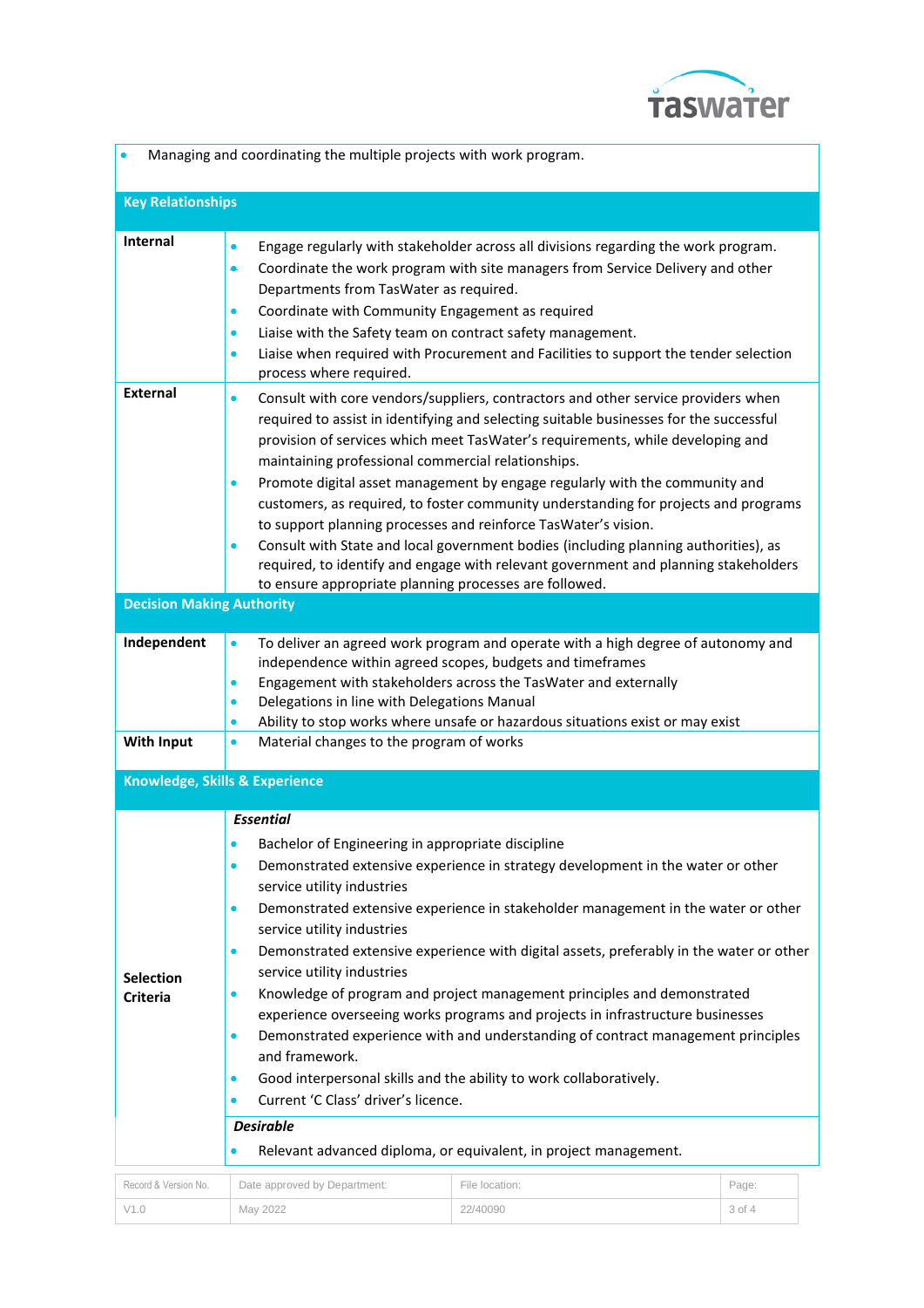- Managing and coordinating the multiple projects with work program.

## Key Relationships

| | |
|---|---|
| **Internal** | • Engage regularly with stakeholder across all divisions regarding the work program.<br>• Coordinate the work program with site managers from Service Delivery and other Departments from TasWater as required.<br>• Coordinate with Community Engagement as required<br>• Liaise with the Safety team on contract safety management.<br>• Liaise when required with Procurement and Facilities to support the tender selection process where required. |
| **External** | • Consult with core vendors/suppliers, contractors and other service providers when required to assist in identifying and selecting suitable businesses for the successful provision of services which meet TasWater's requirements, while developing and maintaining professional commercial relationships.<br>• Promote digital asset management by engage regularly with the community and customers, as required, to foster community understanding for projects and programs to support planning processes and reinforce TasWater's vision.<br>• Consult with State and local government bodies (including planning authorities), as required, to identify and engage with relevant government and planning stakeholders to ensure appropriate planning processes are followed. |

## Decision Making Authority

| | |
|---|---|
| **Independent** | • To deliver an agreed work program and operate with a high degree of autonomy and independence within agreed scopes, budgets and timeframes<br>• Engagement with stakeholders across the TasWater and externally<br>• Delegations in line with Delegations Manual<br>• Ability to stop works where unsafe or hazardous situations exist or may exist |
| **With Input** | • Material changes to the program of works |

## Knowledge, Skills & Experience

| | |
|---|---|
| **Selection Criteria** | ***Essential***<br>• Bachelor of Engineering in appropriate discipline<br>• Demonstrated extensive experience in strategy development in the water or other service utility industries<br>• Demonstrated extensive experience in stakeholder management in the water or other service utility industries<br>• Demonstrated extensive experience with digital assets, preferably in the water or other service utility industries<br>• Knowledge of program and project management principles and demonstrated experience overseeing works programs and projects in infrastructure businesses<br>• Demonstrated experience with and understanding of contract management principles and framework.<br>• Good interpersonal skills and the ability to work collaboratively.<br>• Current 'C Class' driver's licence. |
| | ***Desirable***<br>• Relevant advanced diploma, or equivalent, in project management. |

| Record & Version No. | Date approved by Department: | File location: |
|---|---|---|
| V1.0 | May 2022 | 22/40090 |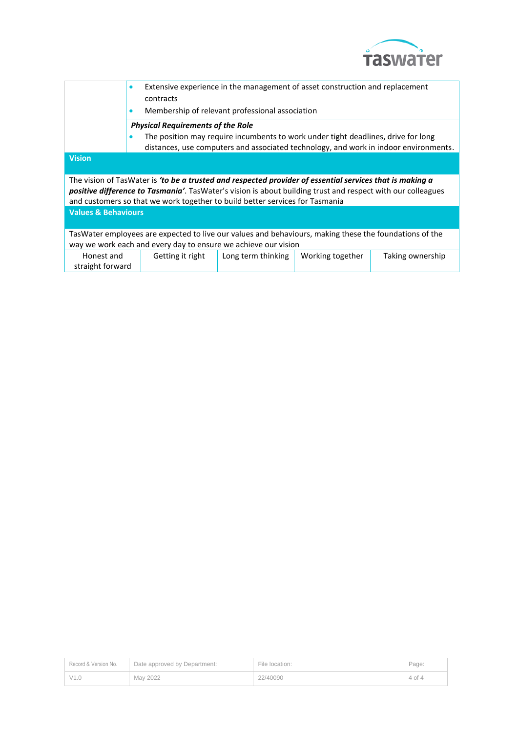- Extensive experience in the management of asset construction and replacement contracts
- Membership of relevant professional association

***Physical Requirements of the Role***

- The position may require incumbents to work under tight deadlines, drive for long distances, use computers and associated technology, and work in indoor environments.

## Vision

The vision of TasWater is ***'to be a trusted and respected provider of essential services that is making a positive difference to Tasmania'***. TasWater's vision is about building trust and respect with our colleagues and customers so that we work together to build better services for Tasmania

## Values & Behaviours

TasWater employees are expected to live our values and behaviours, making these the foundations of the way we work each and every day to ensure we achieve our vision

| | | | | |
|---|---|---|---|---|
| Honest and straight forward | Getting it right | Long term thinking | Working together | Taking ownership |

| Record & Version No. | Date approved by Department: | File location: |
|---|---|---|
| V1.0 | May 2022 | 22/40090 |